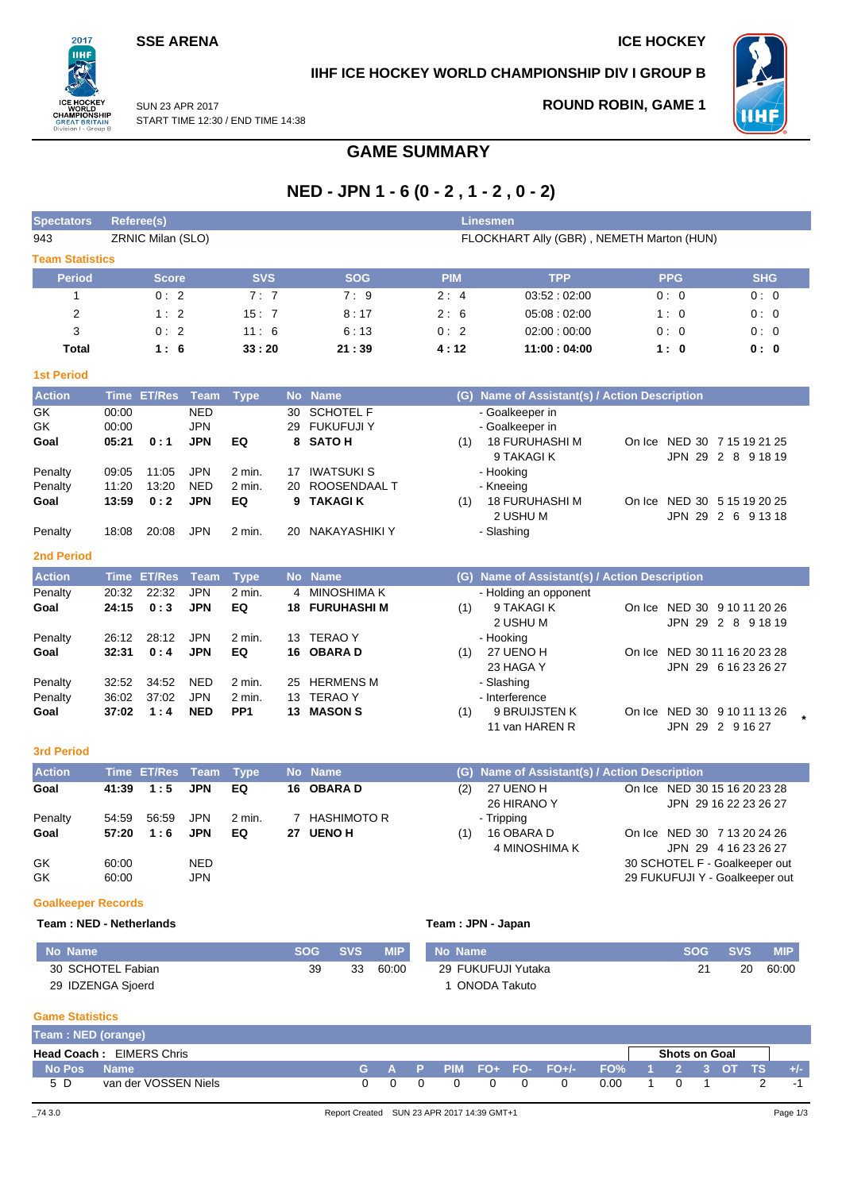SSE ARENA

ICE HOCKEY

IIHF ICE HOCKEY WORLD CHAMPIONSHIP DIV I GROUP B

SUN 23 APR 2017
START TIME 12:30 / END TIME 14:38

ROUND ROBIN, GAME 1

# GAME SUMMARY

## NED - JPN 1 - 6 (0 - 2 , 1 - 2 , 0 - 2)

| Spectators | Referee(s) | Linesmen |
|---|---|---|
| 943 | ZRNIC Milan (SLO) | FLOCKHART Ally (GBR) , NEMETH Marton (HUN) |

### Team Statistics

| Period | Score | SVS | SOG | PIM | TPP | PPG | SHG |
|---|---|---|---|---|---|---|---|
| 1 | 0 : 2 | 7 : 7 | 7 : 9 | 2 : 4 | 03:52 : 02:00 | 0 : 0 | 0 : 0 |
| 2 | 1 : 2 | 15 : 7 | 8 : 17 | 2 : 6 | 05:08 : 02:00 | 1 : 0 | 0 : 0 |
| 3 | 0 : 2 | 11 : 6 | 6 : 13 | 0 : 2 | 02:00 : 00:00 | 0 : 0 | 0 : 0 |
| **Total** | **1 : 6** | **33 : 20** | **21 : 39** | **4 : 12** | **11:00 : 04:00** | **1 : 0** | **0 : 0** |

### 1st Period

| Action | Time | ET/Res | Team | Type | No | Name | (G) | Name of Assistant(s) / Action Description | |
|---|---|---|---|---|---|---|---|---|---|
| GK | 00:00 | | NED | | 30 | SCHOTEL F | | - Goalkeeper in | |
| GK | 00:00 | | JPN | | 29 | FUKUFUJI Y | | - Goalkeeper in | |
| **Goal** | **05:21** | **0 : 1** | **JPN** | **EQ** | **8** | **SATO H** | (1) | 18 FURUHASHI M<br>9 TAKAGI K | On Ice NED 30 7 15 19 21 25<br>JPN 29 2 8 9 18 19 |
| Penalty | 09:05 | 11:05 | JPN | 2 min. | 17 | IWATSUKI S | | - Hooking | |
| Penalty | 11:20 | 13:20 | NED | 2 min. | 20 | ROOSENDAAL T | | - Kneeing | |
| **Goal** | **13:59** | **0 : 2** | **JPN** | **EQ** | **9** | **TAKAGI K** | (1) | 18 FURUHASHI M<br>2 USHU M | On Ice NED 30 5 15 19 20 25<br>JPN 29 2 6 9 13 18 |
| Penalty | 18:08 | 20:08 | JPN | 2 min. | 20 | NAKAYASHIKI Y | | - Slashing | |

### 2nd Period

| Action | Time | ET/Res | Team | Type | No | Name | (G) | Name of Assistant(s) / Action Description | |
|---|---|---|---|---|---|---|---|---|---|
| Penalty | 20:32 | 22:32 | JPN | 2 min. | 4 | MINOSHIMA K | | - Holding an opponent | |
| **Goal** | **24:15** | **0 : 3** | **JPN** | **EQ** | **18** | **FURUHASHI M** | (1) | 9 TAKAGI K<br>2 USHU M | On Ice NED 30 9 10 11 20 26<br>JPN 29 2 8 9 18 19 |
| Penalty | 26:12 | 28:12 | JPN | 2 min. | 13 | TERAO Y | | - Hooking | |
| **Goal** | **32:31** | **0 : 4** | **JPN** | **EQ** | **16** | **OBARA D** | (1) | 27 UENO H<br>23 HAGA Y | On Ice NED 30 11 16 20 23 28<br>JPN 29 6 16 23 26 27 |
| Penalty | 32:52 | 34:52 | NED | 2 min. | 25 | HERMENS M | | - Slashing | |
| Penalty | 36:02 | 37:02 | JPN | 2 min. | 13 | TERAO Y | | - Interference | |
| **Goal** | **37:02** | **1 : 4** | **NED** | **PP1** | **13** | **MASON S** | (1) | 9 BRUIJSTEN K<br>11 van HAREN R | On Ice NED 30 9 10 11 13 26<br>JPN 29 2 9 16 27 * |

### 3rd Period

| Action | Time | ET/Res | Team | Type | No | Name | (G) | Name of Assistant(s) / Action Description | |
|---|---|---|---|---|---|---|---|---|---|
| **Goal** | **41:39** | **1 : 5** | **JPN** | **EQ** | **16** | **OBARA D** | (2) | 27 UENO H<br>26 HIRANO Y | On Ice NED 30 15 16 20 23 28<br>JPN 29 16 22 23 26 27 |
| Penalty | 54:59 | 56:59 | JPN | 2 min. | 7 | HASHIMOTO R | | - Tripping | |
| **Goal** | **57:20** | **1 : 6** | **JPN** | **EQ** | **27** | **UENO H** | (1) | 16 OBARA D<br>4 MINOSHIMA K | On Ice NED 30 7 13 20 24 26<br>JPN 29 4 16 23 26 27 |
| GK | 60:00 | | NED | | | | | | 30 SCHOTEL F - Goalkeeper out |
| GK | 60:00 | | JPN | | | | | | 29 FUKUFUJI Y - Goalkeeper out |

### Goalkeeper Records

**Team : NED - Netherlands**

| No Name | SOG | SVS | MIP |
|---|---|---|---|
| 30 SCHOTEL Fabian | 39 | 33 | 60:00 |
| 29 IDZENGA Sjoerd | | | |

**Team : JPN - Japan**

| No Name | SOG | SVS | MIP |
|---|---|---|---|
| 29 FUKUFUJI Yutaka | 21 | 20 | 60:00 |
| 1 ONODA Takuto | | | |

### Game Statistics

**Team : NED (orange)**

**Head Coach :** EIMERS Chris

| No Pos | Name | G | A | P | PIM | FO+ | FO- | FO+/- | FO% | Shots on Goal 1 | 2 | 3 | OT | TS | +/- |
|---|---|---|---|---|---|---|---|---|---|---|---|---|---|---|---|
| 5 D | van der VOSSEN Niels | 0 | 0 | 0 | 0 | 0 | 0 | 0 | 0.00 | 1 | 0 | 1 | | 2 | -1 |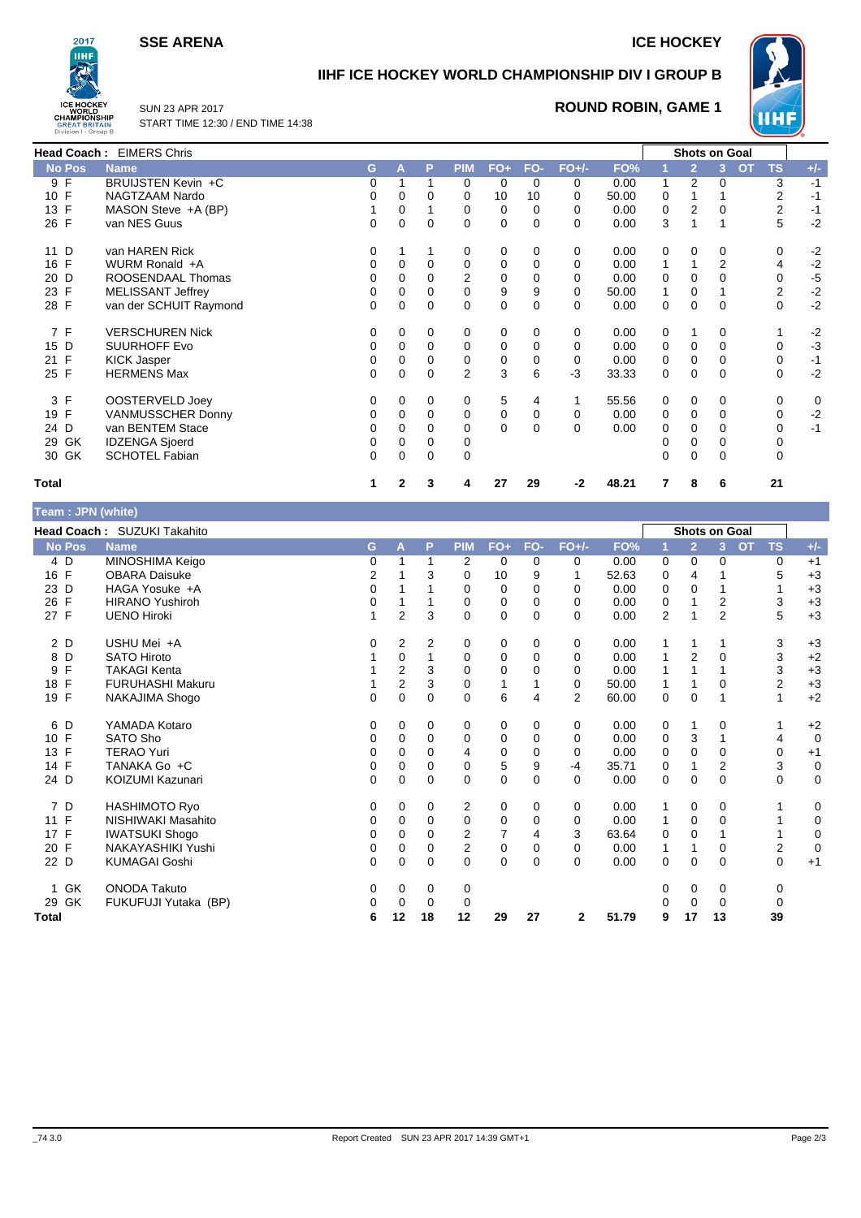**SSE ARENA** | **ICE HOCKEY**

# IIHF ICE HOCKEY WORLD CHAMPIONSHIP DIV I GROUP B

SUN 23 APR 2017
START TIME 12:30 / END TIME 14:38

## ROUND ROBIN, GAME 1

**Head Coach :** EIMERS Chris

| No | Pos | Name | G | A | P | PIM | FO+ | FO- | FO+/- | FO% | Shots on Goal 1 | 2 | 3 | OT | TS | +/- |
|---|---|---|---|---|---|---|---|---|---|---|---|---|---|---|---|---|
| 9 | F | BRUIJSTEN Kevin +C | 0 | 1 | 1 | 0 | 0 | 0 | 0 | 0.00 | 1 | 2 | 0 | | 3 | -1 |
| 10 | F | NAGTZAAM Nardo | 0 | 0 | 0 | 0 | 10 | 10 | 0 | 50.00 | 0 | 1 | 1 | | 2 | -1 |
| 13 | F | MASON Steve +A (BP) | 1 | 0 | 1 | 0 | 0 | 0 | 0 | 0.00 | 0 | 2 | 0 | | 2 | -1 |
| 26 | F | van NES Guus | 0 | 0 | 0 | 0 | 0 | 0 | 0 | 0.00 | 3 | 1 | 1 | | 5 | -2 |
| 11 | D | van HAREN Rick | 0 | 1 | 1 | 0 | 0 | 0 | 0 | 0.00 | 0 | 0 | 0 | | 0 | -2 |
| 16 | F | WURM Ronald +A | 0 | 0 | 0 | 0 | 0 | 0 | 0 | 0.00 | 1 | 1 | 2 | | 4 | -2 |
| 20 | D | ROOSENDAAL Thomas | 0 | 0 | 0 | 2 | 0 | 0 | 0 | 0.00 | 0 | 0 | 0 | | 0 | -5 |
| 23 | F | MELISSANT Jeffrey | 0 | 0 | 0 | 0 | 9 | 9 | 0 | 50.00 | 1 | 0 | 1 | | 2 | -2 |
| 28 | F | van der SCHUIT Raymond | 0 | 0 | 0 | 0 | 0 | 0 | 0 | 0.00 | 0 | 0 | 0 | | 0 | -2 |
| 7 | F | VERSCHUREN Nick | 0 | 0 | 0 | 0 | 0 | 0 | 0 | 0.00 | 0 | 1 | 0 | | 1 | -2 |
| 15 | D | SUURHOFF Evo | 0 | 0 | 0 | 0 | 0 | 0 | 0 | 0.00 | 0 | 0 | 0 | | 0 | -3 |
| 21 | F | KICK Jasper | 0 | 0 | 0 | 0 | 0 | 0 | 0 | 0.00 | 0 | 0 | 0 | | 0 | -1 |
| 25 | F | HERMENS Max | 0 | 0 | 0 | 2 | 3 | 6 | -3 | 33.33 | 0 | 0 | 0 | | 0 | -2 |
| 3 | F | OOSTERVELD Joey | 0 | 0 | 0 | 0 | 5 | 4 | 1 | 55.56 | 0 | 0 | 0 | | 0 | 0 |
| 19 | F | VANMUSSCHER Donny | 0 | 0 | 0 | 0 | 0 | 0 | 0 | 0.00 | 0 | 0 | 0 | | 0 | -2 |
| 24 | D | van BENTEM Stace | 0 | 0 | 0 | 0 | 0 | 0 | 0 | 0.00 | 0 | 0 | 0 | | 0 | -1 |
| 29 | GK | IDZENGA Sjoerd | 0 | 0 | 0 | 0 | | | | | 0 | 0 | 0 | | 0 | |
| 30 | GK | SCHOTEL Fabian | 0 | 0 | 0 | 0 | | | | | 0 | 0 | 0 | | 0 | |
| **Total** | | | **1** | **2** | **3** | **4** | **27** | **29** | **-2** | **48.21** | **7** | **8** | **6** | | **21** | |

**Team : JPN (white)**

**Head Coach :** SUZUKI Takahito

| No | Pos | Name | G | A | P | PIM | FO+ | FO- | FO+/- | FO% | Shots on Goal 1 | 2 | 3 | OT | TS | +/- |
|---|---|---|---|---|---|---|---|---|---|---|---|---|---|---|---|---|
| 4 | D | MINOSHIMA Keigo | 0 | 1 | 1 | 2 | 0 | 0 | 0 | 0.00 | 0 | 0 | 0 | | 0 | +1 |
| 16 | F | OBARA Daisuke | 2 | 1 | 3 | 0 | 10 | 9 | 1 | 52.63 | 0 | 4 | 1 | | 5 | +3 |
| 23 | D | HAGA Yosuke +A | 0 | 1 | 1 | 0 | 0 | 0 | 0 | 0.00 | 0 | 0 | 1 | | 1 | +3 |
| 26 | F | HIRANO Yushiroh | 0 | 1 | 1 | 0 | 0 | 0 | 0 | 0.00 | 0 | 1 | 2 | | 3 | +3 |
| 27 | F | UENO Hiroki | 1 | 2 | 3 | 0 | 0 | 0 | 0 | 0.00 | 2 | 1 | 2 | | 5 | +3 |
| 2 | D | USHU Mei +A | 0 | 2 | 2 | 0 | 0 | 0 | 0 | 0.00 | 1 | 1 | 1 | | 3 | +3 |
| 8 | D | SATO Hiroto | 1 | 0 | 1 | 0 | 0 | 0 | 0 | 0.00 | 1 | 2 | 0 | | 3 | +2 |
| 9 | F | TAKAGI Kenta | 1 | 2 | 3 | 0 | 0 | 0 | 0 | 0.00 | 1 | 1 | 1 | | 3 | +3 |
| 18 | F | FURUHASHI Makuru | 1 | 2 | 3 | 0 | 1 | 1 | 0 | 50.00 | 1 | 1 | 0 | | 2 | +3 |
| 19 | F | NAKAJIMA Shogo | 0 | 0 | 0 | 0 | 6 | 4 | 2 | 60.00 | 0 | 0 | 1 | | 1 | +2 |
| 6 | D | YAMADA Kotaro | 0 | 0 | 0 | 0 | 0 | 0 | 0 | 0.00 | 0 | 1 | 0 | | 1 | +2 |
| 10 | F | SATO Sho | 0 | 0 | 0 | 0 | 0 | 0 | 0 | 0.00 | 0 | 3 | 1 | | 4 | 0 |
| 13 | F | TERAO Yuri | 0 | 0 | 0 | 4 | 0 | 0 | 0 | 0.00 | 0 | 0 | 0 | | 0 | +1 |
| 14 | F | TANAKA Go +C | 0 | 0 | 0 | 0 | 5 | 9 | -4 | 35.71 | 0 | 1 | 2 | | 3 | 0 |
| 24 | D | KOIZUMI Kazunari | 0 | 0 | 0 | 0 | 0 | 0 | 0 | 0.00 | 0 | 0 | 0 | | 0 | 0 |
| 7 | D | HASHIMOTO Ryo | 0 | 0 | 0 | 2 | 0 | 0 | 0 | 0.00 | 1 | 0 | 0 | | 1 | 0 |
| 11 | F | NISHIWAKI Masahito | 0 | 0 | 0 | 0 | 0 | 0 | 0 | 0.00 | 1 | 0 | 0 | | 1 | 0 |
| 17 | F | IWATSUKI Shogo | 0 | 0 | 0 | 2 | 7 | 4 | 3 | 63.64 | 0 | 0 | 1 | | 1 | 0 |
| 20 | F | NAKAYASHIKI Yushi | 0 | 0 | 0 | 2 | 0 | 0 | 0 | 0.00 | 1 | 1 | 0 | | 2 | 0 |
| 22 | D | KUMAGAI Goshi | 0 | 0 | 0 | 0 | 0 | 0 | 0 | 0.00 | 0 | 0 | 0 | | 0 | +1 |
| 1 | GK | ONODA Takuto | 0 | 0 | 0 | 0 | | | | | 0 | 0 | 0 | | 0 | |
| 29 | GK | FUKUFUJI Yutaka (BP) | 0 | 0 | 0 | 0 | | | | | 0 | 0 | 0 | | 0 | |
| **Total** | | | **6** | **12** | **18** | **12** | **29** | **27** | **2** | **51.79** | **9** | **17** | **13** | | **39** | |

_74 3.0 Report Created SUN 23 APR 2017 14:39 GMT+1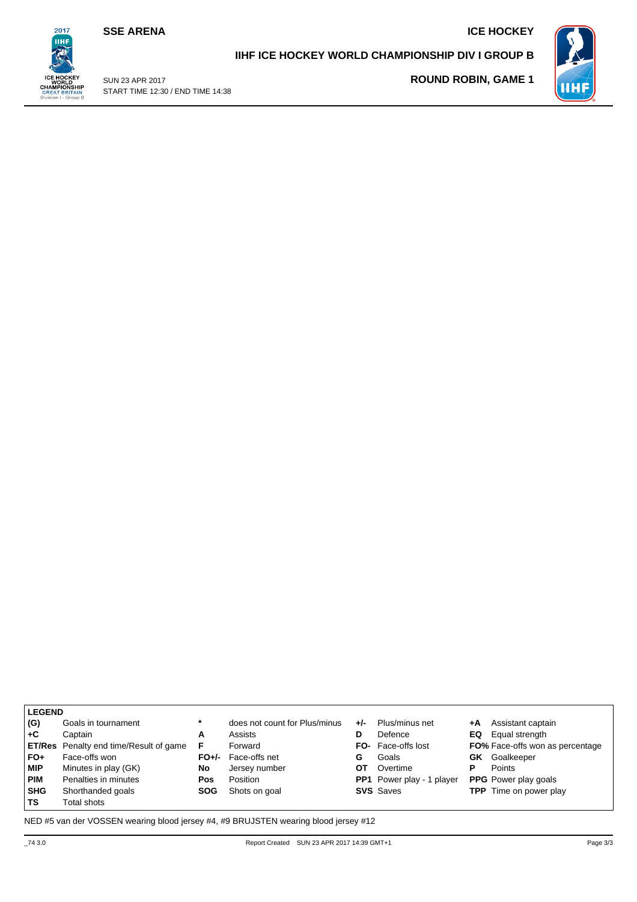| LEGEND | | | | | | | |
|---|---|---|---|---|---|---|---|
| (G) | Goals in tournament | * | does not count for Plus/minus | +/- | Plus/minus net | +A | Assistant captain |
| +C | Captain | A | Assists | D | Defence | EQ | Equal strength |
| ET/Res | Penalty end time/Result of game | F | Forward | FO- | Face-offs lost | FO% | Face-offs won as percentage |
| FO+ | Face-offs won | FO+/- | Face-offs net | G | Goals | GK | Goalkeeper |
| MIP | Minutes in play (GK) | No | Jersey number | OT | Overtime | P | Points |
| PIM | Penalties in minutes | Pos | Position | PP1 | Power play - 1 player | PPG | Power play goals |
| SHG | Shorthanded goals | SOG | Shots on goal | SVS | Saves | TPP | Time on power play |
| TS | Total shots | | | | | | |

NED #5 van der VOSSEN wearing blood jersey #4, #9 BRUJSTEN wearing blood jersey #12